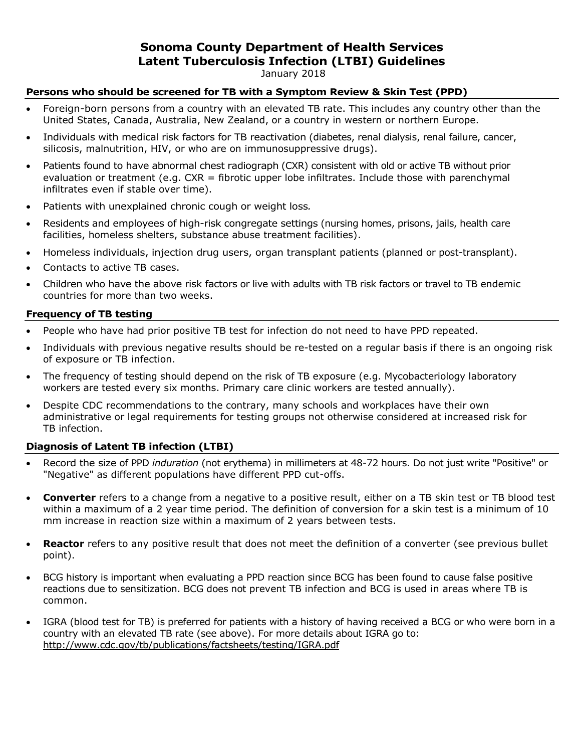# Sonoma County Department of Health Services
# Latent Tuberculosis Infection (LTBI) Guidelines

January 2018

## Persons who should be screened for TB with a Symptom Review & Skin Test (PPD)

- Foreign-born persons from a country with an elevated TB rate. This includes any country other than the United States, Canada, Australia, New Zealand, or a country in western or northern Europe.
- Individuals with medical risk factors for TB reactivation (diabetes, renal dialysis, renal failure, cancer, silicosis, malnutrition, HIV, or who are on immunosuppressive drugs).
- Patients found to have abnormal chest radiograph (CXR) consistent with old or active TB without prior evaluation or treatment (e.g. CXR = fibrotic upper lobe infiltrates. Include those with parenchymal infiltrates even if stable over time).
- Patients with unexplained chronic cough or weight loss.
- Residents and employees of high-risk congregate settings (nursing homes, prisons, jails, health care facilities, homeless shelters, substance abuse treatment facilities).
- Homeless individuals, injection drug users, organ transplant patients (planned or post-transplant).
- Contacts to active TB cases.
- Children who have the above risk factors or live with adults with TB risk factors or travel to TB endemic countries for more than two weeks.

## Frequency of TB testing

- People who have had prior positive TB test for infection do not need to have PPD repeated.
- Individuals with previous negative results should be re-tested on a regular basis if there is an ongoing risk of exposure or TB infection.
- The frequency of testing should depend on the risk of TB exposure (e.g. Mycobacteriology laboratory workers are tested every six months. Primary care clinic workers are tested annually).
- Despite CDC recommendations to the contrary, many schools and workplaces have their own administrative or legal requirements for testing groups not otherwise considered at increased risk for TB infection.

## Diagnosis of Latent TB infection (LTBI)

- Record the size of PPD *induration* (not erythema) in millimeters at 48-72 hours. Do not just write "Positive" or "Negative" as different populations have different PPD cut-offs.
- **Converter** refers to a change from a negative to a positive result, either on a TB skin test or TB blood test within a maximum of a 2 year time period. The definition of conversion for a skin test is a minimum of 10 mm increase in reaction size within a maximum of 2 years between tests.
- **Reactor** refers to any positive result that does not meet the definition of a converter (see previous bullet point).
- BCG history is important when evaluating a PPD reaction since BCG has been found to cause false positive reactions due to sensitization. BCG does not prevent TB infection and BCG is used in areas where TB is common.
- IGRA (blood test for TB) is preferred for patients with a history of having received a BCG or who were born in a country with an elevated TB rate (see above). For more details about IGRA go to: http://www.cdc.gov/tb/publications/factsheets/testing/IGRA.pdf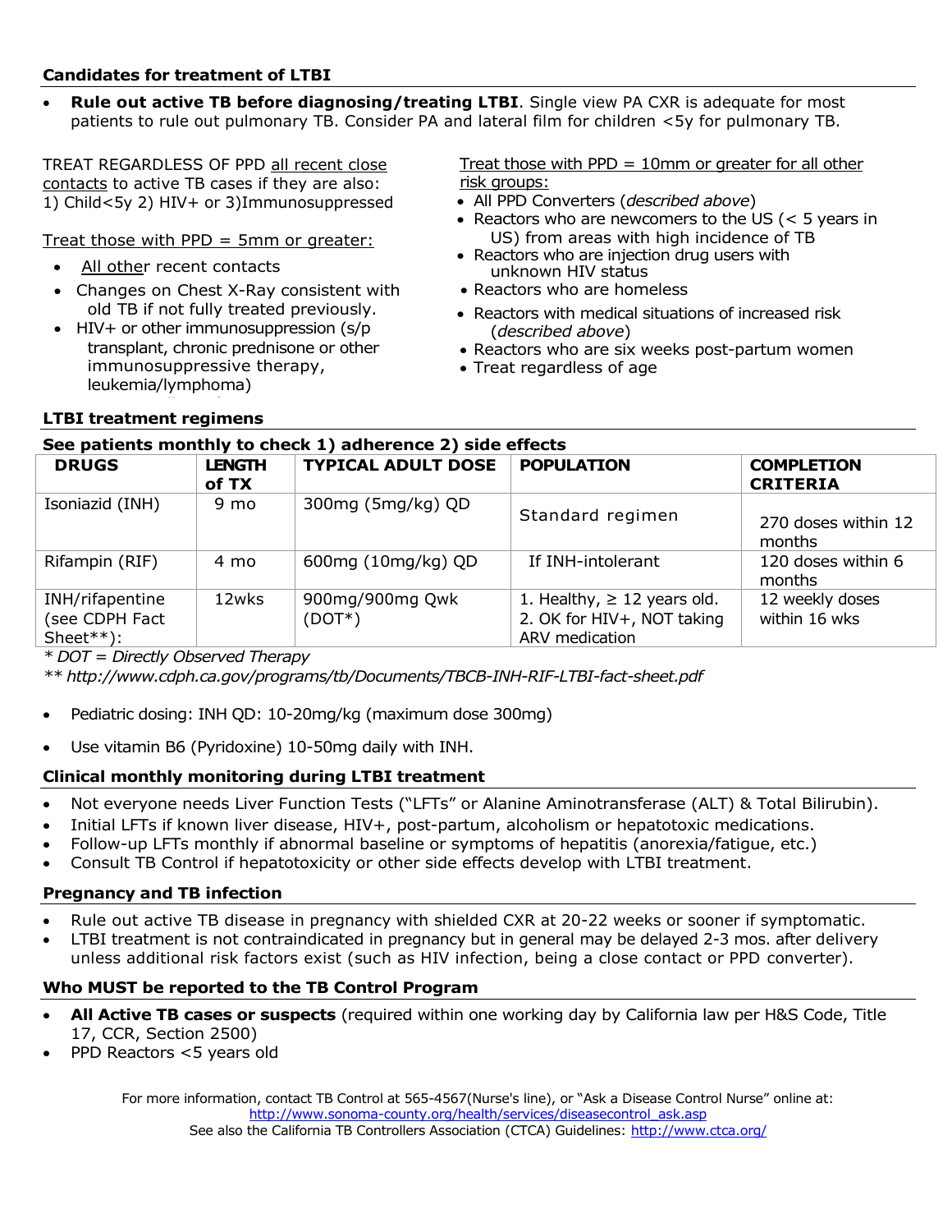### Candidates for treatment of LTBI

- **Rule out active TB before diagnosing/treating LTBI**. Single view PA CXR is adequate for most patients to rule out pulmonary TB. Consider PA and lateral film for children <5y for pulmonary TB.

TREAT REGARDLESS OF PPD all recent close contacts to active TB cases if they are also: 1) Child<5y 2) HIV+ or 3)Immunosuppressed

Treat those with PPD = 5mm or greater:

- All other recent contacts
- Changes on Chest X-Ray consistent with old TB if not fully treated previously.
- HIV+ or other immunosuppression (s/p transplant, chronic prednisone or other immunosuppressive therapy, leukemia/lymphoma)

Treat those with PPD = 10mm or greater for all other risk groups:

- All PPD Converters (*described above*)
- Reactors who are newcomers to the US (< 5 years in US) from areas with high incidence of TB
- Reactors who are injection drug users with unknown HIV status
- Reactors who are homeless
- Reactors with medical situations of increased risk (*described above*)
- Reactors who are six weeks post-partum women
- Treat regardless of age

### LTBI treatment regimens

**See patients monthly to check 1) adherence 2) side effects**

| DRUGS | LENGTH of TX | TYPICAL ADULT DOSE | POPULATION | COMPLETION CRITERIA |
|---|---|---|---|---|
| Isoniazid (INH) | 9 mo | 300mg (5mg/kg) QD | Standard regimen | 270 doses within 12 months |
| Rifampin (RIF) | 4 mo | 600mg (10mg/kg) QD | If INH-intolerant | 120 doses within 6 months |
| INH/rifapentine (see CDPH Fact Sheet**): | 12wks | 900mg/900mg Qwk (DOT*) | 1. Healthy, ≥ 12 years old. 2. OK for HIV+, NOT taking ARV medication | 12 weekly doses within 16 wks |

*\* DOT = Directly Observed Therapy*

*\*\* http://www.cdph.ca.gov/programs/tb/Documents/TBCB-INH-RIF-LTBI-fact-sheet.pdf*

- Pediatric dosing: INH QD: 10-20mg/kg (maximum dose 300mg)
- Use vitamin B6 (Pyridoxine) 10-50mg daily with INH.

### Clinical monthly monitoring during LTBI treatment

- Not everyone needs Liver Function Tests ("LFTs" or Alanine Aminotransferase (ALT) & Total Bilirubin).
- Initial LFTs if known liver disease, HIV+, post-partum, alcoholism or hepatotoxic medications.
- Follow-up LFTs monthly if abnormal baseline or symptoms of hepatitis (anorexia/fatigue, etc.)
- Consult TB Control if hepatotoxicity or other side effects develop with LTBI treatment.

### Pregnancy and TB infection

- Rule out active TB disease in pregnancy with shielded CXR at 20-22 weeks or sooner if symptomatic.
- LTBI treatment is not contraindicated in pregnancy but in general may be delayed 2-3 mos. after delivery unless additional risk factors exist (such as HIV infection, being a close contact or PPD converter).

### Who MUST be reported to the TB Control Program

- **All Active TB cases or suspects** (required within one working day by California law per H&S Code, Title 17, CCR, Section 2500)
- PPD Reactors <5 years old

For more information, contact TB Control at 565-4567(Nurse's line), or "Ask a Disease Control Nurse" online at: http://www.sonoma-county.org/health/services/diseasecontrol_ask.asp
See also the California TB Controllers Association (CTCA) Guidelines: http://www.ctca.org/